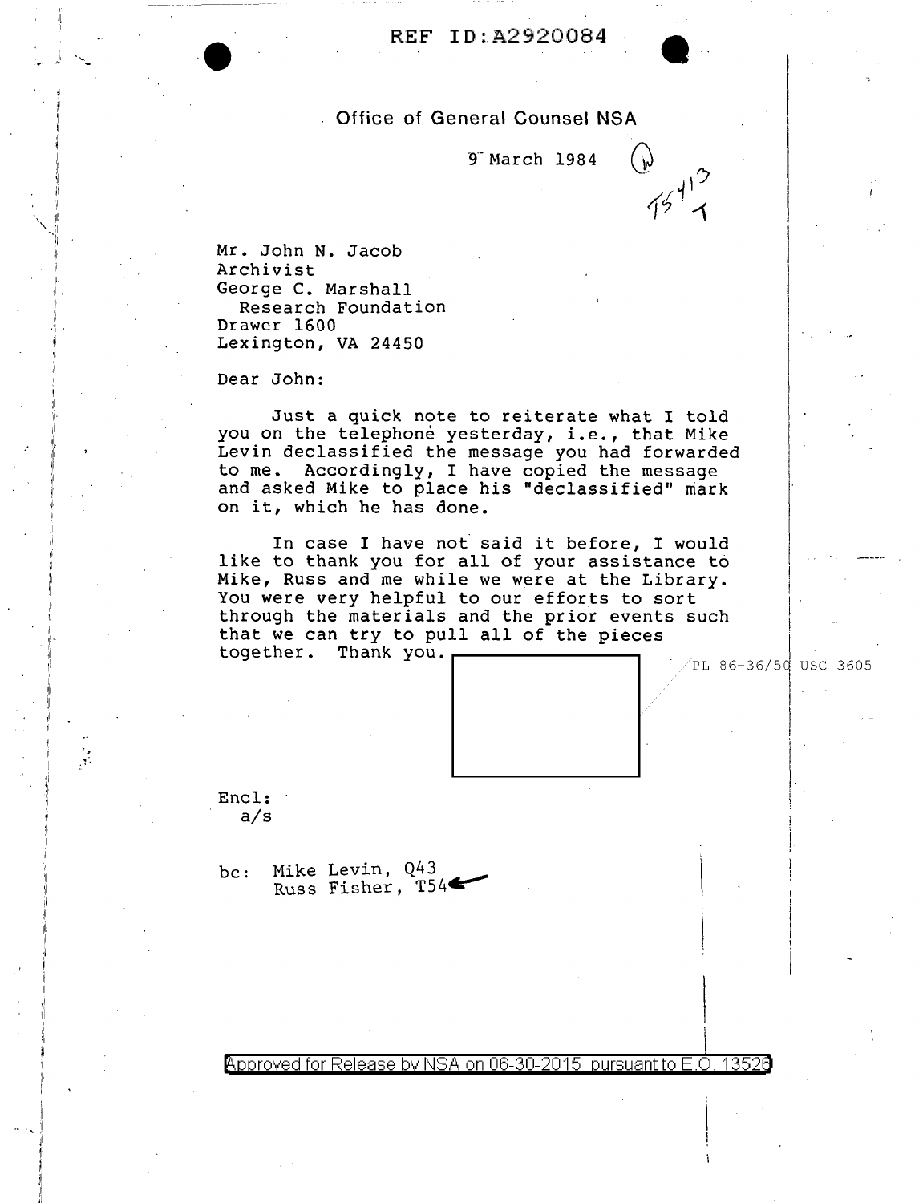REF ID:A2920084

Office of General Counsel NSA

9 March 1984

Mr. John N. Jacob
Archivist
George C. Marshall
Research Foundation
Drawer 1600
Lexington, VA 24450

Dear John:

Just a quick note to reiterate what I told you on the telephone yesterday, i.e., that Mike Levin declassified the message you had forwarded to me. Accordingly, I have copied the message and asked Mike to place his "declassified" mark on it, which he has done.

In case I have not said it before, I would like to thank you for all of your assistance to Mike, Russ and me while we were at the Library. You were very helpful to our efforts to sort through the materials and the prior events such that we can try to pull all of the pieces together. Thank you.

PL 86-36/50 USC 3605

Encl:
a/s

bc: Mike Levin, Q43
Russ Fisher, T54

Approved for Release by NSA on 06-30-2015 pursuant to E.O. 13526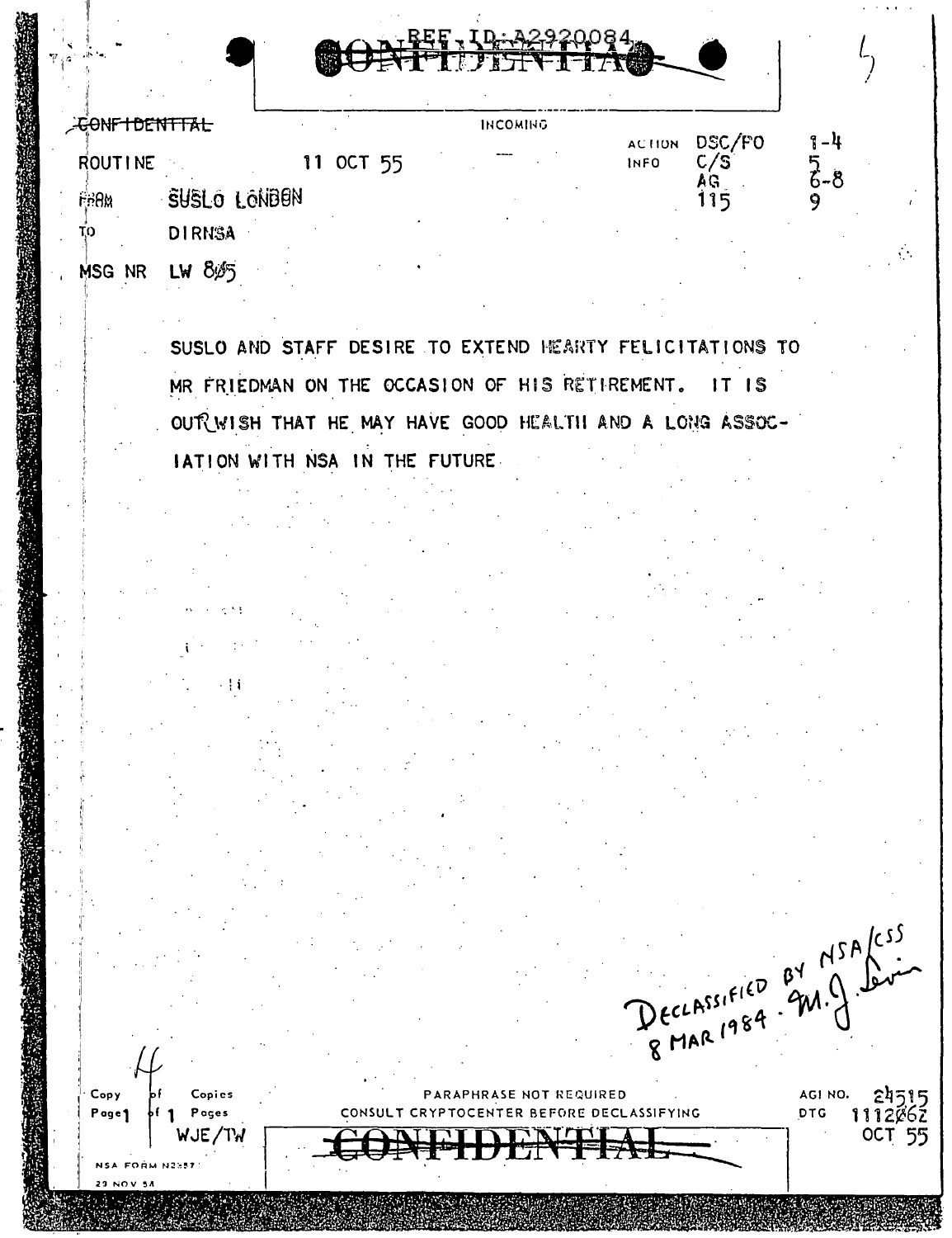REF ID:A2920084

CONFIDENTIAL

CONFIDENTIAL

INCOMING

ROUTINE 11 OCT 55

ACTION DSC/PO 1-4
INFO C/S 5
AG 6-8
115 9

FROM SUSLO LONDON

TO DIRNSA

MSG NR LW 805

SUSLO AND STAFF DESIRE TO EXTEND HEARTY FELICITATIONS TO MR FRIEDMAN ON THE OCCASION OF HIS RETIREMENT. IT IS OUR WISH THAT HE MAY HAVE GOOD HEALTH AND A LONG ASSOCIATION WITH NSA IN THE FUTURE

DECLASSIFIED BY NSA/CSS
8 MAR 1984 · M.J. Levin

Copy 4 of Copies
Page 1 of 1 Pages
WJE/TW

PARAPHRASE NOT REQUIRED
CONSULT CRYPTOCENTER BEFORE DECLASSIFYING

AGI NO. 24515
DTG 111206Z
OCT 55

CONFIDENTIAL

NSA FORM N2387
23 NOV 54